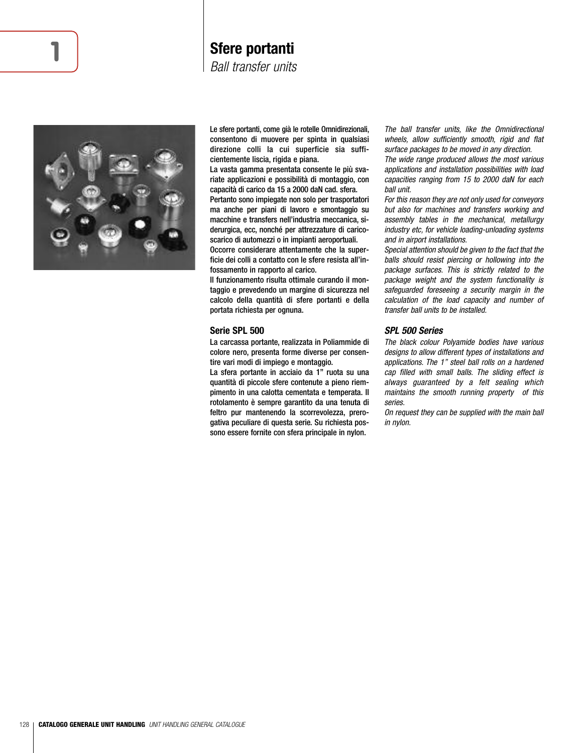1

# Sfere portanti

*Ball transfer units*

Le sfere portanti, come già le rotelle Omnidirezionali, consentono di muovere per spinta in qualsiasi direzione colli la cui superficie sia sufficientemente liscia, rigida e piana.
La vasta gamma presentata consente le più svariate applicazioni e possibilità di montaggio, con capacità di carico da 15 a 2000 daN cad. sfera.
Pertanto sono impiegate non solo per trasportatori ma anche per piani di lavoro e smontaggio su macchine e transfers nell'industria meccanica, siderurgica, ecc, nonché per attrezzature di carico-scarico di automezzi o in impianti aeroportuali.
Occorre considerare attentamente che la superficie dei colli a contatto con le sfere resista all'infossamento in rapporto al carico.
Il funzionamento risulta ottimale curando il montaggio e prevedendo un margine di sicurezza nel calcolo della quantità di sfere portanti e della portata richiesta per ognuna.

*The ball transfer units, like the Omnidirectional wheels, allow sufficiently smooth, rigid and flat surface packages to be moved in any direction.*
*The wide range produced allows the most various applications and installation possibilities with load capacities ranging from 15 to 2000 daN for each ball unit.*
*For this reason they are not only used for conveyors but also for machines and transfers working and assembly tables in the mechanical, metallurgy industry etc, for vehicle loading-unloading systems and in airport installations.*
*Special attention should be given to the fact that the balls should resist piercing or hollowing into the package surfaces. This is strictly related to the package weight and the system functionality is safeguarded foreseeing a security margin in the calculation of the load capacity and number of transfer ball units to be installed.*

## Serie SPL 500

La carcassa portante, realizzata in Poliammide di colore nero, presenta forme diverse per consentire vari modi di impiego e montaggio.
La sfera portante in acciaio da 1" ruota su una quantità di piccole sfere contenute a pieno riempimento in una calotta cementata e temperata. Il rotolamento è sempre garantito da una tenuta di feltro pur mantenendo la scorrevolezza, prerogativa peculiare di questa serie. Su richiesta possono essere fornite con sfera principale in nylon.

## *SPL 500 Series*

*The black colour Polyamide bodies have various designs to allow different types of installations and applications. The 1" steel ball rolls on a hardened cap filled with small balls. The sliding effect is always guaranteed by a felt sealing which maintains the smooth running property of this series.*
*On request they can be supplied with the main ball in nylon.*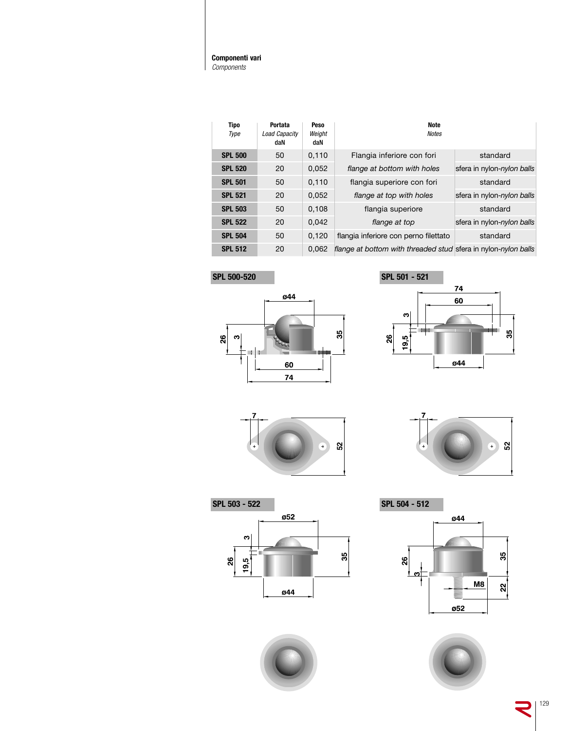**Componenti vari**
*Components*

| Tipo *Type* | Portata *Load Capacity* daN | Peso *Weight* daN | Note *Notes* | |
|---|---|---|---|---|
| **SPL 500** | 50 | 0,110 | Flangia inferiore con fori | standard |
| **SPL 520** | 20 | 0,052 | *flange at bottom with holes* | sfera in nylon-*nylon balls* |
| **SPL 501** | 50 | 0,110 | flangia superiore con fori | standard |
| **SPL 521** | 20 | 0,052 | *flange at top with holes* | sfera in nylon-*nylon balls* |
| **SPL 503** | 50 | 0,108 | flangia superiore | standard |
| **SPL 522** | 20 | 0,042 | *flange at top* | sfera in nylon-*nylon balls* |
| **SPL 504** | 50 | 0,120 | flangia inferiore con perno filettato | standard |
| **SPL 512** | 20 | 0,062 | *flange at bottom with threaded stud* | sfera in nylon-*nylon balls* |

**SPL 500-520**

ø44, 26, 3, 35, 60, 74, 7, 52

**SPL 501 - 521**

74, 60, 3, 26, 19,5, 35, ø44, 7, 52

**SPL 503 - 522**

ø52, 3, 26, 19,5, 35, ø44

**SPL 504 - 512**

ø44, 26, 3, 35, M8, 22, ø52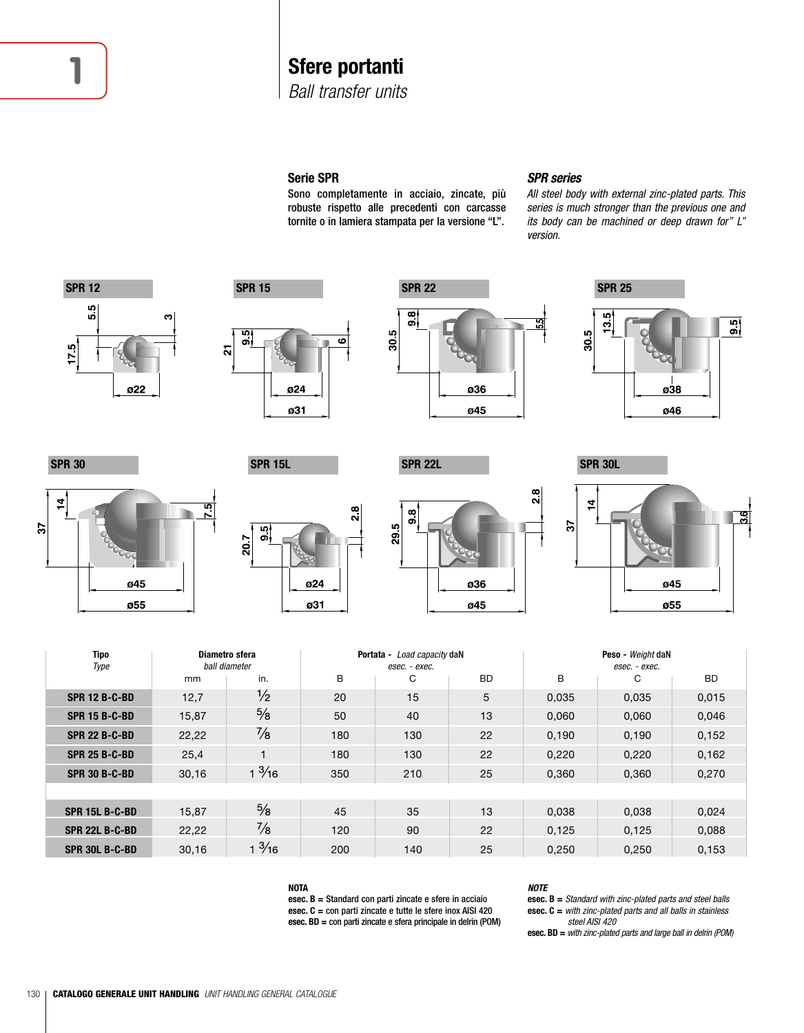# Sfere portanti

*Ball transfer units*

## Serie SPR

Sono completamente in acciaio, zincate, più robuste rispetto alle precedenti con carcasse tornite o in lamiera stampata per la versione “L”.

## *SPR series*

*All steel body with external zinc-plated parts. This series is much stronger than the previous one and its body can be machined or deep drawn for” L” version.*

SPR 12

SPR 15

SPR 22

SPR 25

SPR 30

SPR 15L

SPR 22L

SPR 30L

| Tipo *Type* | Diametro sfera *ball diameter* | | Portata - *Load capacity* daN *esec. - exec.* | | | Peso - *Weight* daN *esec. - exec.* | | |
|---|---|---|---|---|---|---|---|---|
| | mm | in. | B | C | BD | B | C | BD |
| **SPR 12 B-C-BD** | 12,7 | 1/2 | 20 | 15 | 5 | 0,035 | 0,035 | 0,015 |
| **SPR 15 B-C-BD** | 15,87 | 5/8 | 50 | 40 | 13 | 0,060 | 0,060 | 0,046 |
| **SPR 22 B-C-BD** | 22,22 | 7/8 | 180 | 130 | 22 | 0,190 | 0,190 | 0,152 |
| **SPR 25 B-C-BD** | 25,4 | 1 | 180 | 130 | 22 | 0,220 | 0,220 | 0,162 |
| **SPR 30 B-C-BD** | 30,16 | 1 3/16 | 350 | 210 | 25 | 0,360 | 0,360 | 0,270 |
| | | | | | | | | |
| **SPR 15L B-C-BD** | 15,87 | 5/8 | 45 | 35 | 13 | 0,038 | 0,038 | 0,024 |
| **SPR 22L B-C-BD** | 22,22 | 7/8 | 120 | 90 | 22 | 0,125 | 0,125 | 0,088 |
| **SPR 30L B-C-BD** | 30,16 | 1 3/16 | 200 | 140 | 25 | 0,250 | 0,250 | 0,153 |

**NOTA**

**esec. B =** Standard con parti zincate e sfere in acciaio
**esec. C =** con parti zincate e tutte le sfere inox AISI 420
**esec. BD =** con parti zincate e sfera principale in delrin (POM)

***NOTE***

**esec. B =** *Standard with zinc-plated parts and steel balls*
**esec. C =** *with zinc-plated parts and all balls in stainless steel AISI 420*
**esec. BD =** *with zinc-plated parts and large ball in delrin (POM)*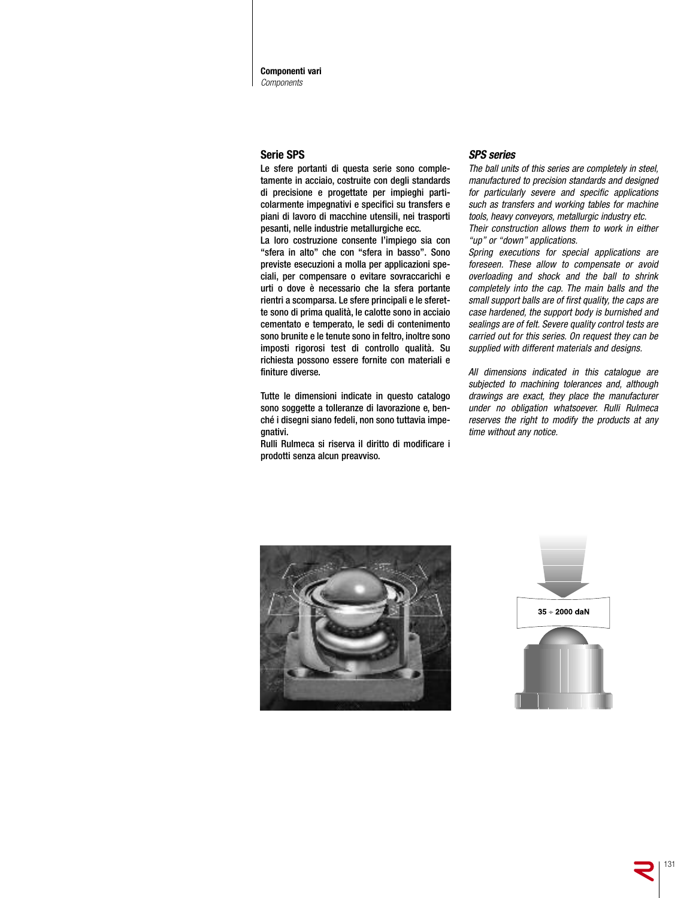**Componenti vari**
*Components*

## Serie SPS

Le sfere portanti di questa serie sono completamente in acciaio, costruite con degli standards di precisione e progettate per impieghi particolarmente impegnativi e specifici su transfers e piani di lavoro di macchine utensili, nei trasporti pesanti, nelle industrie metallurgiche ecc.

La loro costruzione consente l'impiego sia con "sfera in alto" che con "sfera in basso". Sono previste esecuzioni a molla per applicazioni speciali, per compensare o evitare sovraccarichi e urti o dove è necessario che la sfera portante rientri a scomparsa. Le sfere principali e le sferette sono di prima qualità, le calotte sono in acciaio cementato e temperato, le sedi di contenimento sono brunite e le tenute sono in feltro, inoltre sono imposti rigorosi test di controllo qualità. Su richiesta possono essere fornite con materiali e finiture diverse.

Tutte le dimensioni indicate in questo catalogo sono soggette a tolleranze di lavorazione e, benché i disegni siano fedeli, non sono tuttavia impegnativi.

Rulli Rulmeca si riserva il diritto di modificare i prodotti senza alcun preavviso.

## *SPS series*

*The ball units of this series are completely in steel, manufactured to precision standards and designed for particularly severe and specific applications such as transfers and working tables for machine tools, heavy conveyors, metallurgic industry etc.*

*Their construction allows them to work in either "up" or "down" applications.*

*Spring executions for special applications are foreseen. These allow to compensate or avoid overloading and shock and the ball to shrink completely into the cap. The main balls and the small support balls are of first quality, the caps are case hardened, the support body is burnished and sealings are of felt. Severe quality control tests are carried out for this series. On request they can be supplied with different materials and designs.*

*All dimensions indicated in this catalogue are subjected to machining tolerances and, although drawings are exact, they place the manufacturer under no obligation whatsoever. Rulli Rulmeca reserves the right to modify the products at any time without any notice.*

35 ÷ 2000 daN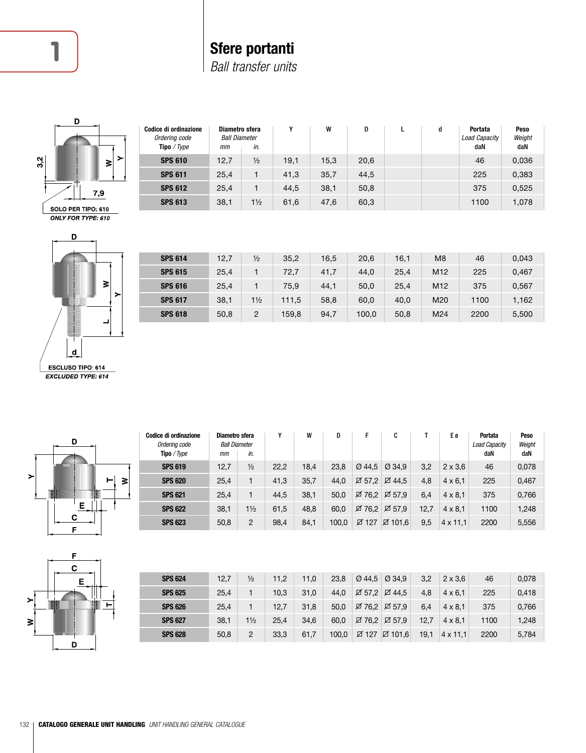# Sfere portanti

*Ball transfer units*

SOLO PER TIPO: 610

*ONLY FOR TYPE: 610*

| Codice di ordinazione *Ordering code* **Tipo** / *Type* | Diametro sfera *Ball Diameter* mm | in. | Y | W | D | L | d | Portata *Load Capacity* daN | Peso *Weight* daN |
|---|---|---|---|---|---|---|---|---|---|
| **SPS 610** | 12,7 | ½ | 19,1 | 15,3 | 20,6 | | | 46 | 0,036 |
| **SPS 611** | 25,4 | 1 | 41,3 | 35,7 | 44,5 | | | 225 | 0,383 |
| **SPS 612** | 25,4 | 1 | 44,5 | 38,1 | 50,8 | | | 375 | 0,525 |
| **SPS 613** | 38,1 | 1½ | 61,6 | 47,6 | 60,3 | | | 1100 | 1,078 |
| **SPS 614** | 12,7 | ½ | 35,2 | 16,5 | 20,6 | 16,1 | M8 | 46 | 0,043 |
| **SPS 615** | 25,4 | 1 | 72,7 | 41,7 | 44,0 | 25,4 | M12 | 225 | 0,467 |
| **SPS 616** | 25,4 | 1 | 75,9 | 44,1 | 50,0 | 25,4 | M12 | 375 | 0,567 |
| **SPS 617** | 38,1 | 1½ | 111,5 | 58,8 | 60,0 | 40,0 | M20 | 1100 | 1,162 |
| **SPS 618** | 50,8 | 2 | 159,8 | 94,7 | 100,0 | 50,8 | M24 | 2200 | 5,500 |

ESCLUSO TIPO: 614

*EXCLUDED TYPE: 614*

| Codice di ordinazione *Ordering code* **Tipo** / *Type* | Diametro sfera *Ball Diameter* mm | in. | Y | W | D | F | C | T | E ø | Portata *Load Capacity* daN | Peso *Weight* daN |
|---|---|---|---|---|---|---|---|---|---|---|---|
| **SPS 619** | 12,7 | ½ | 22,2 | 18,4 | 23,8 | Ø 44,5 | Ø 34,9 | 3,2 | 2 x 3,6 | 46 | 0,078 |
| **SPS 620** | 25,4 | 1 | 41,3 | 35,7 | 44,0 | ⌀ 57,2 | ⌀ 44,5 | 4,8 | 4 x 6,1 | 225 | 0,467 |
| **SPS 621** | 25,4 | 1 | 44,5 | 38,1 | 50,0 | ⌀ 76,2 | ⌀ 57,9 | 6,4 | 4 x 8,1 | 375 | 0,766 |
| **SPS 622** | 38,1 | 1½ | 61,5 | 48,8 | 60,0 | ⌀ 76,2 | ⌀ 57,9 | 12,7 | 4 x 8,1 | 1100 | 1,248 |
| **SPS 623** | 50,8 | 2 | 98,4 | 84,1 | 100,0 | ⌀ 127 | ⌀ 101,6 | 9,5 | 4 x 11,1 | 2200 | 5,556 |
| **SPS 624** | 12,7 | ½ | 11,2 | 11,0 | 23,8 | Ø 44,5 | Ø 34,9 | 3,2 | 2 x 3,6 | 46 | 0,078 |
| **SPS 625** | 25,4 | 1 | 10,3 | 31,0 | 44,0 | ⌀ 57,2 | ⌀ 44,5 | 4,8 | 4 x 6,1 | 225 | 0,418 |
| **SPS 626** | 25,4 | 1 | 12,7 | 31,8 | 50,0 | ⌀ 76,2 | ⌀ 57,9 | 6,4 | 4 x 8,1 | 375 | 0,766 |
| **SPS 627** | 38,1 | 1½ | 25,4 | 34,6 | 60,0 | ⌀ 76,2 | ⌀ 57,9 | 12,7 | 4 x 8,1 | 1100 | 1,248 |
| **SPS 628** | 50,8 | 2 | 33,3 | 61,7 | 100,0 | ⌀ 127 | ⌀ 101,6 | 19,1 | 4 x 11,1 | 2200 | 5,784 |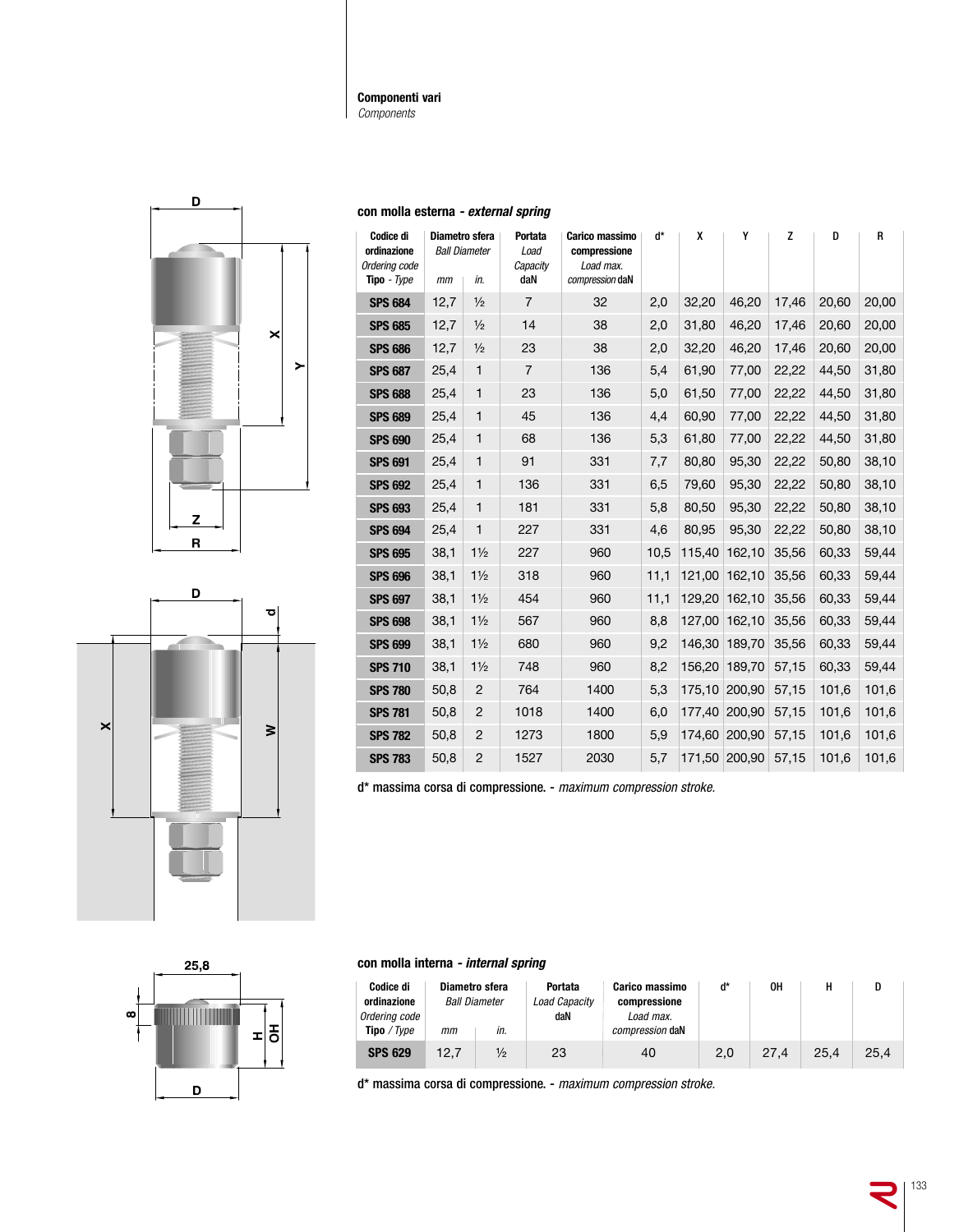**Componenti vari**
*Components*

### con molla esterna - *external spring*

| Codice di ordinazione *Ordering code* **Tipo** - *Type* | Diametro sfera *Ball Diameter* | | Portata *Load Capacity* daN | Carico massimo compressione *Load max. compression* daN | d* | X | Y | Z | D | R |
|---|---|---|---|---|---|---|---|---|---|---|
| | mm | in. | | | | | | | | |
| **SPS 684** | 12,7 | ½ | 7 | 32 | 2,0 | 32,20 | 46,20 | 17,46 | 20,60 | 20,00 |
| **SPS 685** | 12,7 | ½ | 14 | 38 | 2,0 | 31,80 | 46,20 | 17,46 | 20,60 | 20,00 |
| **SPS 686** | 12,7 | ½ | 23 | 38 | 2,0 | 32,20 | 46,20 | 17,46 | 20,60 | 20,00 |
| **SPS 687** | 25,4 | 1 | 7 | 136 | 5,4 | 61,90 | 77,00 | 22,22 | 44,50 | 31,80 |
| **SPS 688** | 25,4 | 1 | 23 | 136 | 5,0 | 61,50 | 77,00 | 22,22 | 44,50 | 31,80 |
| **SPS 689** | 25,4 | 1 | 45 | 136 | 4,4 | 60,90 | 77,00 | 22,22 | 44,50 | 31,80 |
| **SPS 690** | 25,4 | 1 | 68 | 136 | 5,3 | 61,80 | 77,00 | 22,22 | 44,50 | 31,80 |
| **SPS 691** | 25,4 | 1 | 91 | 331 | 7,7 | 80,80 | 95,30 | 22,22 | 50,80 | 38,10 |
| **SPS 692** | 25,4 | 1 | 136 | 331 | 6,5 | 79,60 | 95,30 | 22,22 | 50,80 | 38,10 |
| **SPS 693** | 25,4 | 1 | 181 | 331 | 5,8 | 80,50 | 95,30 | 22,22 | 50,80 | 38,10 |
| **SPS 694** | 25,4 | 1 | 227 | 331 | 4,6 | 80,95 | 95,30 | 22,22 | 50,80 | 38,10 |
| **SPS 695** | 38,1 | 1½ | 227 | 960 | 10,5 | 115,40 | 162,10 | 35,56 | 60,33 | 59,44 |
| **SPS 696** | 38,1 | 1½ | 318 | 960 | 11,1 | 121,00 | 162,10 | 35,56 | 60,33 | 59,44 |
| **SPS 697** | 38,1 | 1½ | 454 | 960 | 11,1 | 129,20 | 162,10 | 35,56 | 60,33 | 59,44 |
| **SPS 698** | 38,1 | 1½ | 567 | 960 | 8,8 | 127,00 | 162,10 | 35,56 | 60,33 | 59,44 |
| **SPS 699** | 38,1 | 1½ | 680 | 960 | 9,2 | 146,30 | 189,70 | 35,56 | 60,33 | 59,44 |
| **SPS 710** | 38,1 | 1½ | 748 | 960 | 8,2 | 156,20 | 189,70 | 57,15 | 60,33 | 59,44 |
| **SPS 780** | 50,8 | 2 | 764 | 1400 | 5,3 | 175,10 | 200,90 | 57,15 | 101,6 | 101,6 |
| **SPS 781** | 50,8 | 2 | 1018 | 1400 | 6,0 | 177,40 | 200,90 | 57,15 | 101,6 | 101,6 |
| **SPS 782** | 50,8 | 2 | 1273 | 1800 | 5,9 | 174,60 | 200,90 | 57,15 | 101,6 | 101,6 |
| **SPS 783** | 50,8 | 2 | 1527 | 2030 | 5,7 | 171,50 | 200,90 | 57,15 | 101,6 | 101,6 |

d* massima corsa di compressione. - *maximum compression stroke.*

### con molla interna - *internal spring*

| Codice di ordinazione *Ordering code* **Tipo** / *Type* | Diametro sfera *Ball Diameter* | | Portata *Load Capacity* daN | Carico massimo compressione *Load max. compression* daN | d* | OH | H | D |
|---|---|---|---|---|---|---|---|---|
| | mm | in. | | | | | | |
| **SPS 629** | 12,7 | ½ | 23 | 40 | 2,0 | 27,4 | 25,4 | 25,4 |

d* massima corsa di compressione. - *maximum compression stroke.*